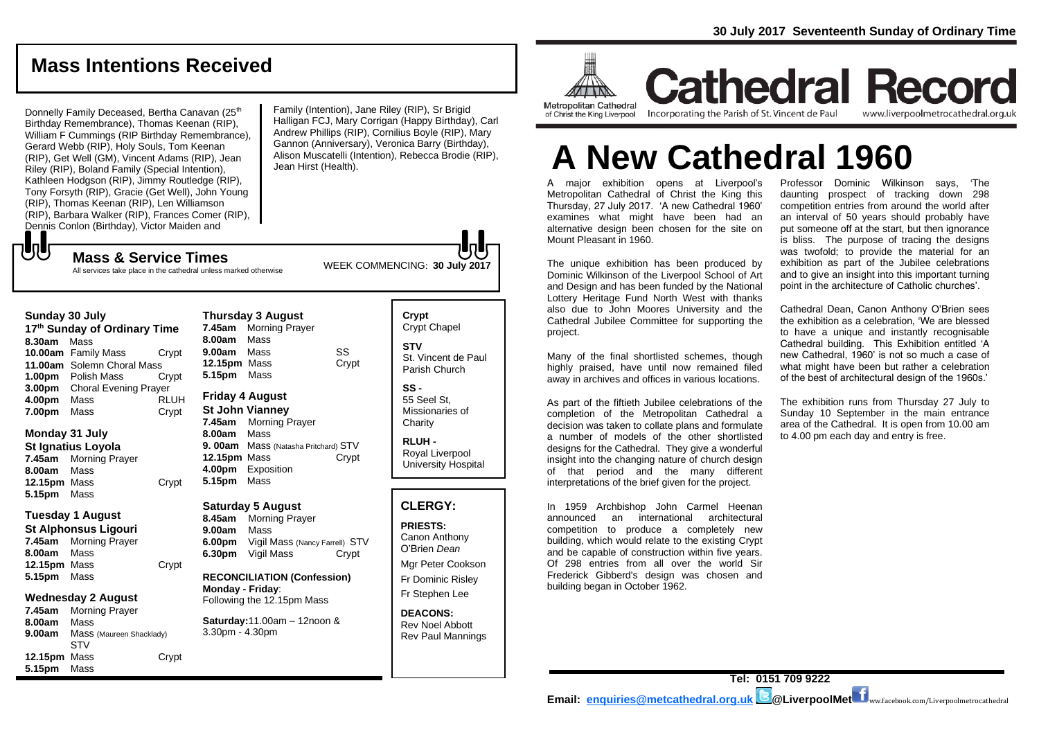30 July 2017 Seventeenth Sunday of Ordinary Time

## Mass Intentions Received

Donnelly Family Deceased, Bertha Canavan (25th Birthday Remembrance), Thomas Keenan (RIP), William F Cummings (RIP Birthday Remembrance), Gerard Webb (RIP), Holy Souls, Tom Keenan (RIP), Get Well (GM), Vincent Adams (RIP), Jean Riley (RIP), Boland Family (Special Intention), Kathleen Hodgson (RIP), Jimmy Routledge (RIP), Tony Forsyth (RIP), Gracie (Get Well), John Young (RIP), Thomas Keenan (RIP), Len Williamson (RIP), Barbara Walker (RIP), Frances Comer (RIP), Dennis Conlon (Birthday), Victor Maiden and Family (Intention), Jane Riley (RIP), Sr Brigid Halligan FCJ, Mary Corrigan (Happy Birthday), Carl Andrew Phillips (RIP), Cornilius Boyle (RIP), Mary Gannon (Anniversary), Veronica Barry (Birthday), Alison Muscatelli (Intention), Rebecca Brodie (RIP), Jean Hirst (Health).

## Mass & Service Times

All services take place in the cathedral unless marked otherwise

WEEK COMMENCING: **30 July 2017**

### Sunday 30 July
**17th Sunday of Ordinary Time**

**8.30am** Mass
**10.00am** Family Mass — Crypt
**11.00am** Solemn Choral Mass
**1.00pm** Polish Mass — Crypt
**3.00pm** Choral Evening Prayer
**4.00pm** Mass — RLUH
**7.00pm** Mass — Crypt

### Monday 31 July
**St Ignatius Loyola**

**7.45am** Morning Prayer
**8.00am** Mass
**12.15pm** Mass — Crypt
**5.15pm** Mass

### Tuesday 1 August
**St Alphonsus Ligouri**

**7.45am** Morning Prayer
**8.00am** Mass
**12.15pm** Mass — Crypt
**5.15pm** Mass

### Wednesday 2 August

**7.45am** Morning Prayer
**8.00am** Mass
**9.00am** Mass (Maureen Shacklady) STV
**12.15pm** Mass — Crypt
**5.15pm** Mass

### Thursday 3 August

**7.45am** Morning Prayer
**8.00am** Mass
**9.00am** Mass — SS
**12.15pm** Mass — Crypt
**5.15pm** Mass

### Friday 4 August
**St John Vianney**

**7.45am** Morning Prayer
**8.00am** Mass
**9. 00am** Mass (Natasha Pritchard) STV
**12.15pm** Mass — Crypt
**4.00pm** Exposition
**5.15pm** Mass

### Saturday 5 August

**8.45am** Morning Prayer
**9.00am** Mass
**6.00pm** Vigil Mass (Nancy Farrell) STV
**6.30pm** Vigil Mass — Crypt

**RECONCILIATION (Confession)**
**Monday - Friday**:
Following the 12.15pm Mass

**Saturday:**11.00am – 12noon & 3.30pm - 4.30pm

**Crypt**
Crypt Chapel

**STV**
St. Vincent de Paul Parish Church

**SS -**
55 Seel St, Missionaries of Charity

**RLUH -**
Royal Liverpool University Hospital

## CLERGY:

**PRIESTS:**
Canon Anthony O'Brien *Dean*
Mgr Peter Cookson
Fr Dominic Risley
Fr Stephen Lee

**DEACONS:**
Rev Noel Abbott
Rev Paul Mannings

# Cathedral Record

Metropolitan Cathedral of Christ the King Liverpool — Incorporating the Parish of St. Vincent de Paul — www.liverpoolmetrocathedral.org.uk

# A New Cathedral 1960

A major exhibition opens at Liverpool's Metropolitan Cathedral of Christ the King this Thursday, 27 July 2017. 'A new Cathedral 1960' examines what might have been had an alternative design been chosen for the site on Mount Pleasant in 1960.

The unique exhibition has been produced by Dominic Wilkinson of the Liverpool School of Art and Design and has been funded by the National Lottery Heritage Fund North West with thanks also due to John Moores University and the Cathedral Jubilee Committee for supporting the project.

Many of the final shortlisted schemes, though highly praised, have until now remained filed away in archives and offices in various locations.

As part of the fiftieth Jubilee celebrations of the completion of the Metropolitan Cathedral a decision was taken to collate plans and formulate a number of models of the other shortlisted designs for the Cathedral. They give a wonderful insight into the changing nature of church design of that period and the many different interpretations of the brief given for the project.

In 1959 Archbishop John Carmel Heenan announced an international architectural competition to produce a completely new building, which would relate to the existing Crypt and be capable of construction within five years. Of 298 entries from all over the world Sir Frederick Gibberd's design was chosen and building began in October 1962.

Professor Dominic Wilkinson says, 'The daunting prospect of tracking down 298 competition entries from around the world after an interval of 50 years should probably have put someone off at the start, but then ignorance is bliss. The purpose of tracing the designs was twofold; to provide the material for an exhibition as part of the Jubilee celebrations and to give an insight into this important turning point in the architecture of Catholic churches'.

Cathedral Dean, Canon Anthony O'Brien sees the exhibition as a celebration, 'We are blessed to have a unique and instantly recognisable Cathedral building. This Exhibition entitled 'A new Cathedral, 1960' is not so much a case of what might have been but rather a celebration of the best of architectural design of the 1960s.'

The exhibition runs from Thursday 27 July to Sunday 10 September in the main entrance area of the Cathedral. It is open from 10.00 am to 4.00 pm each day and entry is free.

**Tel: 0151 709 9222**

**Email: enquiries@metcathedral.org.uk @LiverpoolMet** www.facebook.com/Liverpoolmetrocathedral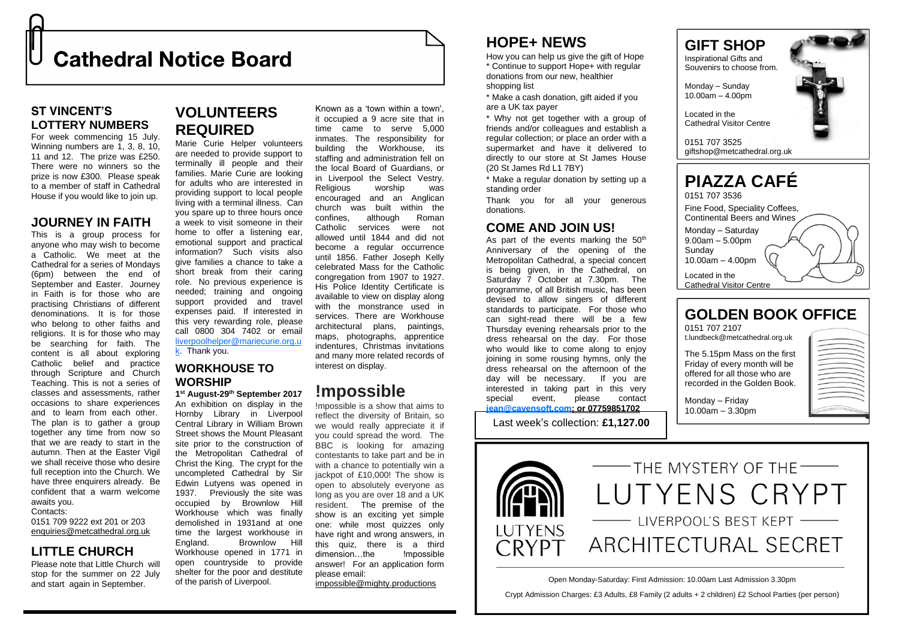# Cathedral Notice Board

## ST VINCENT'S LOTTERY NUMBERS

For week commencing 15 July. Winning numbers are 1, 3, 8, 10, 11 and 12. The prize was £250. There were no winners so the prize is now £300. Please speak to a member of staff in Cathedral House if you would like to join up.

## JOURNEY IN FAITH

This is a group process for anyone who may wish to become a Catholic. We meet at the Cathedral for a series of Mondays (6pm) between the end of September and Easter. Journey in Faith is for those who are practising Christians of different denominations. It is for those who belong to other faiths and religions. It is for those who may be searching for faith. The content is all about exploring Catholic belief and practice through Scripture and Church Teaching. This is not a series of classes and assessments, rather occasions to share experiences and to learn from each other. The plan is to gather a group together any time from now so that we are ready to start in the autumn. Then at the Easter Vigil we shall receive those who desire full reception into the Church. We have three enquirers already. Be confident that a warm welcome awaits you.

Contacts:
0151 709 9222 ext 201 or 203
enquiries@metcathedral.org.uk

## LITTLE CHURCH

Please note that Little Church will stop for the summer on 22 July and start again in September.

## VOLUNTEERS REQUIRED

Marie Curie Helper volunteers are needed to provide support to terminally ill people and their families. Marie Curie are looking for adults who are interested in providing support to local people living with a terminal illness. Can you spare up to three hours once a week to visit someone in their home to offer a listening ear, emotional support and practical information? Such visits also give families a chance to take a short break from their caring role. No previous experience is needed; training and ongoing support provided and travel expenses paid. If interested in this very rewarding role, please call 0800 304 7402 or email liverpoolhelper@mariecurie.org.uk. Thank you.

### WORKHOUSE TO WORSHIP

**1st August-29th September 2017**

An exhibition on display in the Hornby Library in Liverpool Central Library in William Brown Street shows the Mount Pleasant site prior to the construction of the Metropolitan Cathedral of Christ the King. The crypt for the uncompleted Cathedral by Sir Edwin Lutyens was opened in 1937. Previously the site was occupied by Brownlow Hill Workhouse which was finally demolished in 1931and at one time the largest workhouse in England. Brownlow Hill Workhouse opened in 1771 in open countryside to provide shelter for the poor and destitute of the parish of Liverpool.

Known as a 'town within a town', it occupied a 9 acre site that in time came to serve 5,000 inmates. The responsibility for building the Workhouse, its staffing and administration fell on the local Board of Guardians, or in Liverpool the Select Vestry. Religious worship was encouraged and an Anglican church was built within the confines, although Roman Catholic services were not allowed until 1844 and did not become a regular occurrence until 1856. Father Joseph Kelly celebrated Mass for the Catholic congregation from 1907 to 1927. His Police Identity Certificate is available to view on display along with the monstrance used in services. There are Workhouse architectural plans, paintings, maps, photographs, apprentice indentures, Christmas invitations and many more related records of interest on display.

## !mpossible

!mpossible is a show that aims to reflect the diversity of Britain, so we would really appreciate it if you could spread the word. The BBC is looking for amazing contestants to take part and be in with a chance to potentially win a jackpot of £10,000! The show is open to absolutely everyone as long as you are over 18 and a UK resident. The premise of the show is an exciting yet simple one: while most quizzes only have right and wrong answers, in this quiz, there is a third dimension…the !mpossible answer! For an application form please email:
impossible@mighty.productions

## HOPE+ NEWS

How you can help us give the gift of Hope

\* Continue to support Hope+ with regular donations from our new, healthier shopping list

\* Make a cash donation, gift aided if you are a UK tax payer

\* Why not get together with a group of friends and/or colleagues and establish a regular collection; or place an order with a supermarket and have it delivered to directly to our store at St James House (20 St James Rd L1 7BY)

\* Make a regular donation by setting up a standing order

Thank you for all your generous donations.

## COME AND JOIN US!

As part of the events marking the 50th Anniversary of the opening of the Metropolitan Cathedral, a special concert is being given, in the Cathedral, on Saturday 7 October at 7.30pm. The programme, of all British music, has been devised to allow singers of different standards to participate. For those who can sight-read there will be a few Thursday evening rehearsals prior to the dress rehearsal on the day. For those who would like to come along to enjoy joining in some rousing hymns, only the dress rehearsal on the afternoon of the day will be necessary. If you are interested in taking part in this very special event, please contact **jean@cavensoft.com; or 07759851702**

Last week's collection: **£1,127.00**

## GIFT SHOP

Inspirational Gifts and Souvenirs to choose from.

Monday – Sunday
10.00am – 4.00pm

Located in the Cathedral Visitor Centre

0151 707 3525
giftshop@metcathedral.org.uk

## PIAZZA CAFÉ

0151 707 3536

Fine Food, Speciality Coffees, Continental Beers and Wines

Monday – Saturday
9.00am – 5.00pm
Sunday
10.00am – 4.00pm

Located in the Cathedral Visitor Centre

## GOLDEN BOOK OFFICE

0151 707 2107
t.lundbeck@metcathedral.org.uk

The 5.15pm Mass on the first Friday of every month will be offered for all those who are recorded in the Golden Book.

Monday – Friday
10.00am – 3.30pm

LUTYENS CRYPT

THE MYSTERY OF THE LUTYENS CRYPT

LIVERPOOL'S BEST KEPT ARCHITECTURAL SECRET

Open Monday-Saturday: First Admission: 10.00am Last Admission 3.30pm

Crypt Admission Charges: £3 Adults, £8 Family (2 adults + 2 children) £2 School Parties (per person)